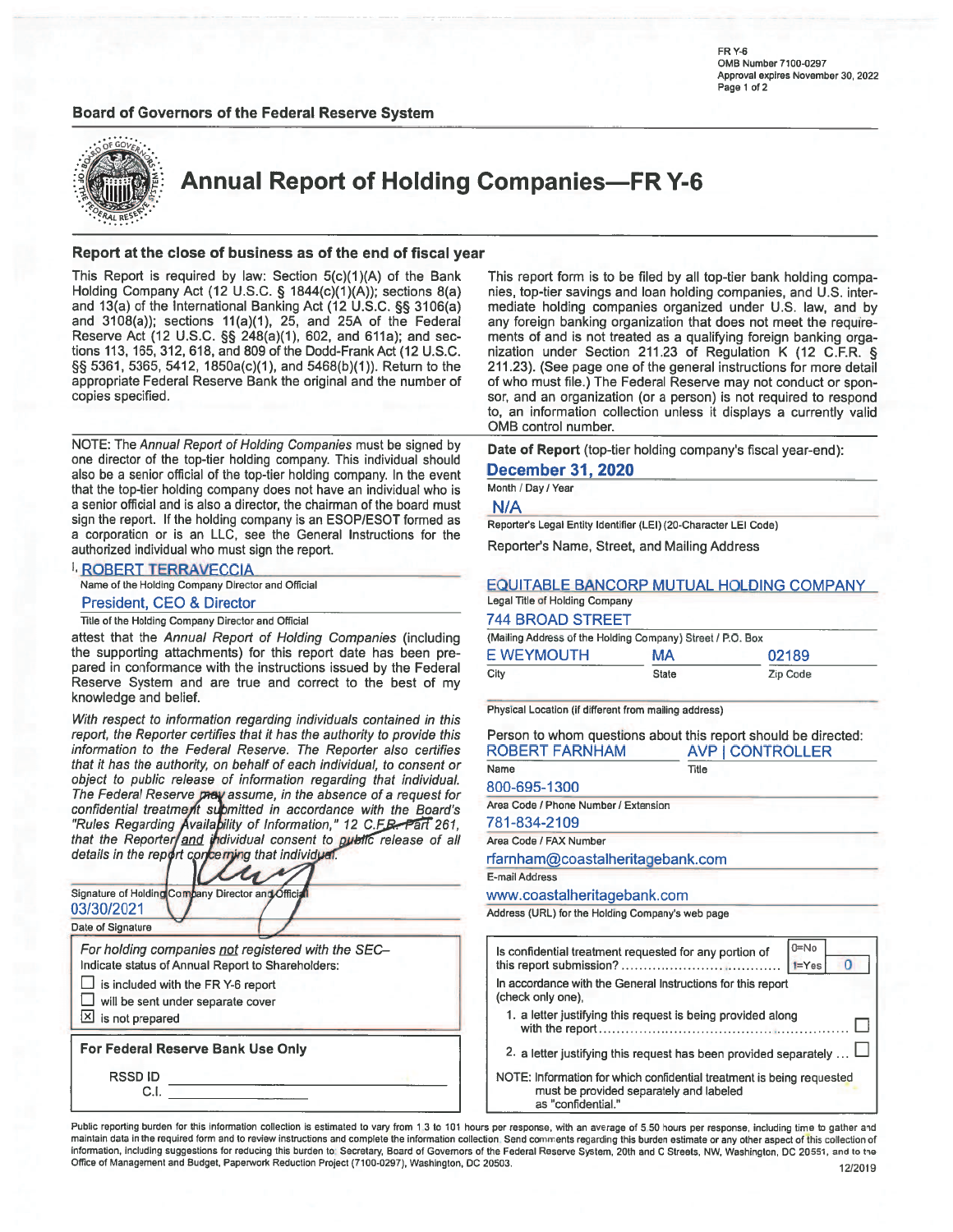FR Y-6
OMB Number 7100-0297
Approval expires November 30, 2022

**Board of Governors of the Federal Reserve System**

# Annual Report of Holding Companies—FR Y-6

## Report at the close of business as of the end of fiscal year

This Report is required by law: Section 5(c)(1)(A) of the Bank Holding Company Act (12 U.S.C. § 1844(c)(1)(A)); sections 8(a) and 13(a) of the International Banking Act (12 U.S.C. §§ 3106(a) and 3108(a)); sections 11(a)(1), 25, and 25A of the Federal Reserve Act (12 U.S.C. §§ 248(a)(1), 602, and 611a); and sections 113, 165, 312, 618, and 809 of the Dodd-Frank Act (12 U.S.C. §§ 5361, 5365, 5412, 1850a(c)(1), and 5468(b)(1)). Return to the appropriate Federal Reserve Bank the original and the number of copies specified.

This report form is to be filed by all top-tier bank holding companies, top-tier savings and loan holding companies, and U.S. intermediate holding companies organized under U.S. law, and by any foreign banking organization that does not meet the requirements of and is not treated as a qualifying foreign banking organization under Section 211.23 of Regulation K (12 C.F.R. § 211.23). (See page one of the general instructions for more detail of who must file.) The Federal Reserve may not conduct or sponsor, and an organization (or a person) is not required to respond to, an information collection unless it displays a currently valid OMB control number.

NOTE: The *Annual Report of Holding Companies* must be signed by one director of the top-tier holding company. This individual should also be a senior official of the top-tier holding company. In the event that the top-tier holding company does not have an individual who is a senior official and is also a director, the chairman of the board must sign the report. If the holding company is an ESOP/ESOT formed as a corporation or is an LLC, see the General Instructions for the authorized individual who must sign the report.

I, ROBERT TERRAVECCIA
Name of the Holding Company Director and Official

President, CEO & Director
Title of the Holding Company Director and Official

attest that the *Annual Report of Holding Companies* (including the supporting attachments) for this report date has been prepared in conformance with the instructions issued by the Federal Reserve System and are true and correct to the best of my knowledge and belief.

*With respect to information regarding individuals contained in this report, the Reporter certifies that it has the authority to provide this information to the Federal Reserve. The Reporter also certifies that it has the authority, on behalf of each individual, to consent or object to public release of information regarding that individual. The Federal Reserve may assume, in the absence of a request for confidential treatment submitted in accordance with the Board's "Rules Regarding Availability of Information," 12 C.F.R. Part 261, that the Reporter and individual consent to public release of all details in the report concerning that individual.*

Signature of Holding Company Director and Official

03/30/2021
Date of Signature

*For holding companies not registered with the SEC–*
Indicate status of Annual Report to Shareholders:

- ☐ is included with the FR Y-6 report
- ☐ will be sent under separate cover
- ☒ is not prepared

**For Federal Reserve Bank Use Only**

RSSD ID ______________
C.I. ______________

**Date of Report** (top-tier holding company's fiscal year-end):

December 31, 2020
Month / Day / Year

N/A
Reporter's Legal Entity Identifier (LEI) (20-Character LEI Code)

Reporter's Name, Street, and Mailing Address

EQUITABLE BANCORP MUTUAL HOLDING COMPANY
Legal Title of Holding Company

744 BROAD STREET
(Mailing Address of the Holding Company) Street / P.O. Box

| E WEYMOUTH | MA | 02189 |
|---|---|---|
| City | State | Zip Code |

Physical Location (if different from mailing address)

Person to whom questions about this report should be directed:

| ROBERT FARNHAM | AVP \| CONTROLLER |
|---|---|
| Name | Title |

800-695-1300
Area Code / Phone Number / Extension

781-834-2109
Area Code / FAX Number

rfarnham@coastalheritagebank.com
E-mail Address

www.coastalheritagebank.com
Address (URL) for the Holding Company's web page

Is confidential treatment requested for any portion of this report submission? (0=No, 1=Yes) **0**

In accordance with the General Instructions for this report (check only one),

1. a letter justifying this request is being provided along with the report ☐
2. a letter justifying this request has been provided separately ☐

NOTE: Information for which confidential treatment is being requested must be provided separately and labeled as "confidential."

Public reporting burden for this information collection is estimated to vary from 1.3 to 101 hours per response, with an average of 5.50 hours per response, including time to gather and maintain data in the required form and to review instructions and complete the information collection. Send comments regarding this burden estimate or any other aspect of this collection of information, including suggestions for reducing this burden to: Secretary, Board of Governors of the Federal Reserve System, 20th and C Streets, NW, Washington, DC 20551, and to the Office of Management and Budget, Paperwork Reduction Project (7100-0297), Washington, DC 20503.

12/2019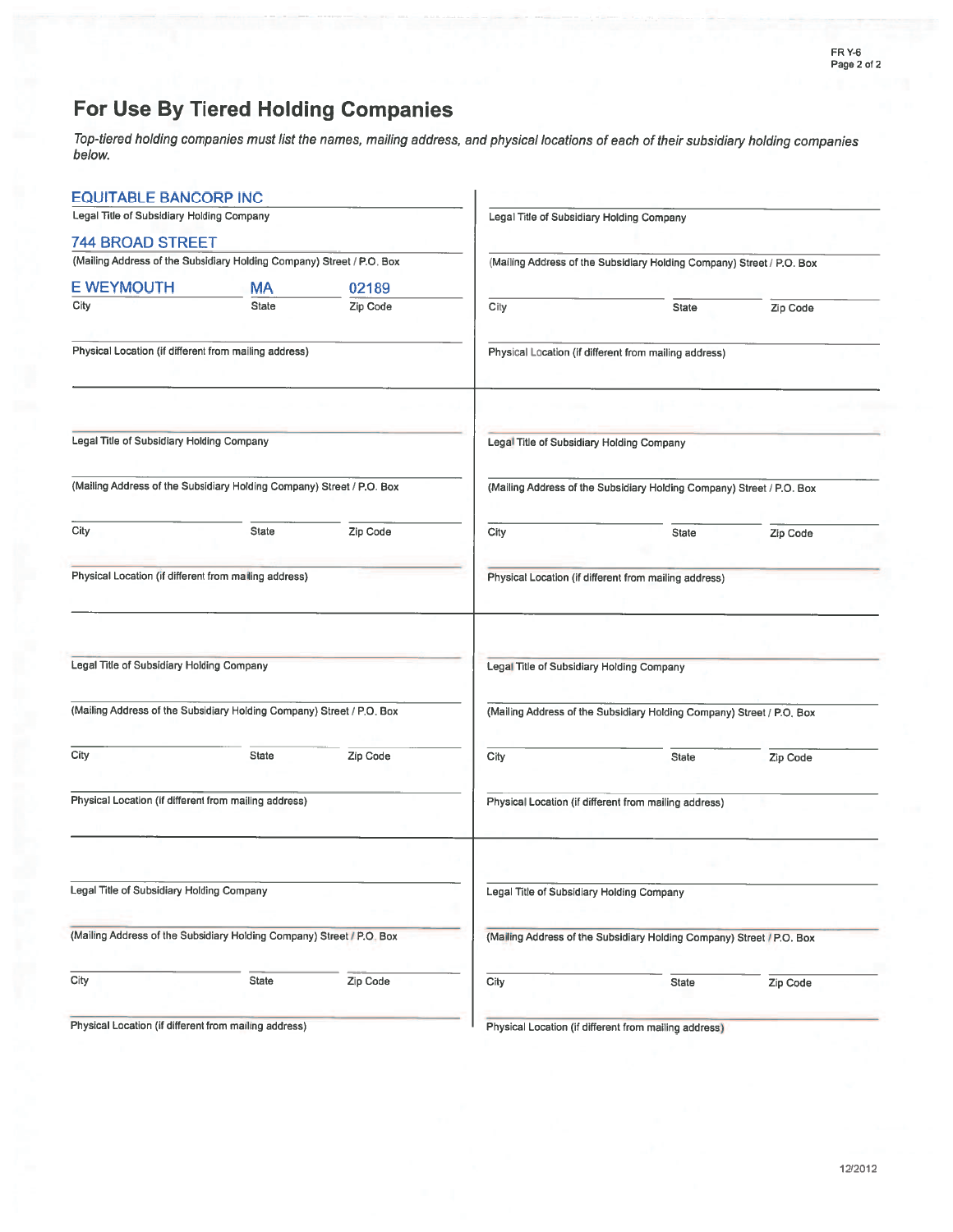# For Use By Tiered Holding Companies

*Top-tiered holding companies must list the names, mailing address, and physical locations of each of their subsidiary holding companies below.*

EQUITABLE BANCORP INC
Legal Title of Subsidiary Holding Company

744 BROAD STREET
(Mailing Address of the Subsidiary Holding Company) Street / P.O. Box

| City | State | Zip Code |
|---|---|---|
| E WEYMOUTH | MA | 02189 |

Physical Location (if different from mailing address)

---

Legal Title of Subsidiary Holding Company

(Mailing Address of the Subsidiary Holding Company) Street / P.O. Box

City | State | Zip Code

Physical Location (if different from mailing address)

---

Legal Title of Subsidiary Holding Company

(Mailing Address of the Subsidiary Holding Company) Street / P.O. Box

City | State | Zip Code

Physical Location (if different from mailing address)

---

Legal Title of Subsidiary Holding Company

(Mailing Address of the Subsidiary Holding Company) Street / P.O. Box

City | State | Zip Code

Physical Location (if different from mailing address)

---

Legal Title of Subsidiary Holding Company

(Mailing Address of the Subsidiary Holding Company) Street / P.O. Box

City | State | Zip Code

Physical Location (if different from mailing address)

---

Legal Title of Subsidiary Holding Company

(Mailing Address of the Subsidiary Holding Company) Street / P.O. Box

City | State | Zip Code

Physical Location (if different from mailing address)

---

Legal Title of Subsidiary Holding Company

(Mailing Address of the Subsidiary Holding Company) Street / P.O. Box

City | State | Zip Code

Physical Location (if different from mailing address)

---

Legal Title of Subsidiary Holding Company

(Mailing Address of the Subsidiary Holding Company) Street / P.O. Box

City | State | Zip Code

Physical Location (if different from mailing address)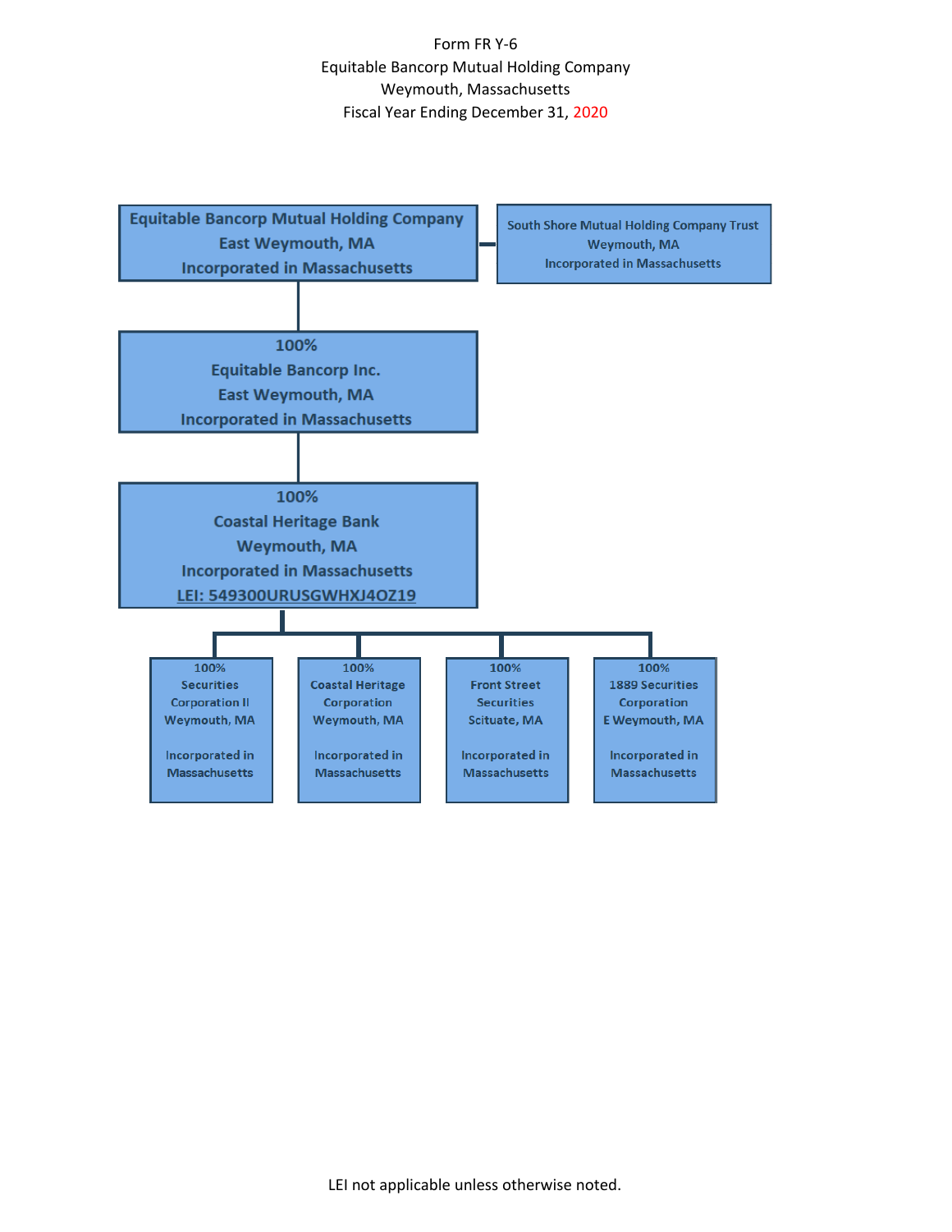Form FR Y-6
Equitable Bancorp Mutual Holding Company
Weymouth, Massachusetts
Fiscal Year Ending December 31, 2020

**Equitable Bancorp Mutual Holding Company**
East Weymouth, MA
Incorporated in Massachusetts

South Shore Mutual Holding Company Trust
Weymouth, MA
Incorporated in Massachusetts

**100%**
**Equitable Bancorp Inc.**
East Weymouth, MA
Incorporated in Massachusetts

**100%**
**Coastal Heritage Bank**
Weymouth, MA
Incorporated in Massachusetts
LEI: 549300URUSGWHXJ4OZ19

| 100% Securities Corporation II | 100% Coastal Heritage Corporation | 100% Front Street Securities | 100% 1889 Securities Corporation |
|---|---|---|---|
| Weymouth, MA | Weymouth, MA | Scituate, MA | E Weymouth, MA |
| Incorporated in Massachusetts | Incorporated in Massachusetts | Incorporated in Massachusetts | Incorporated in Massachusetts |

LEI not applicable unless otherwise noted.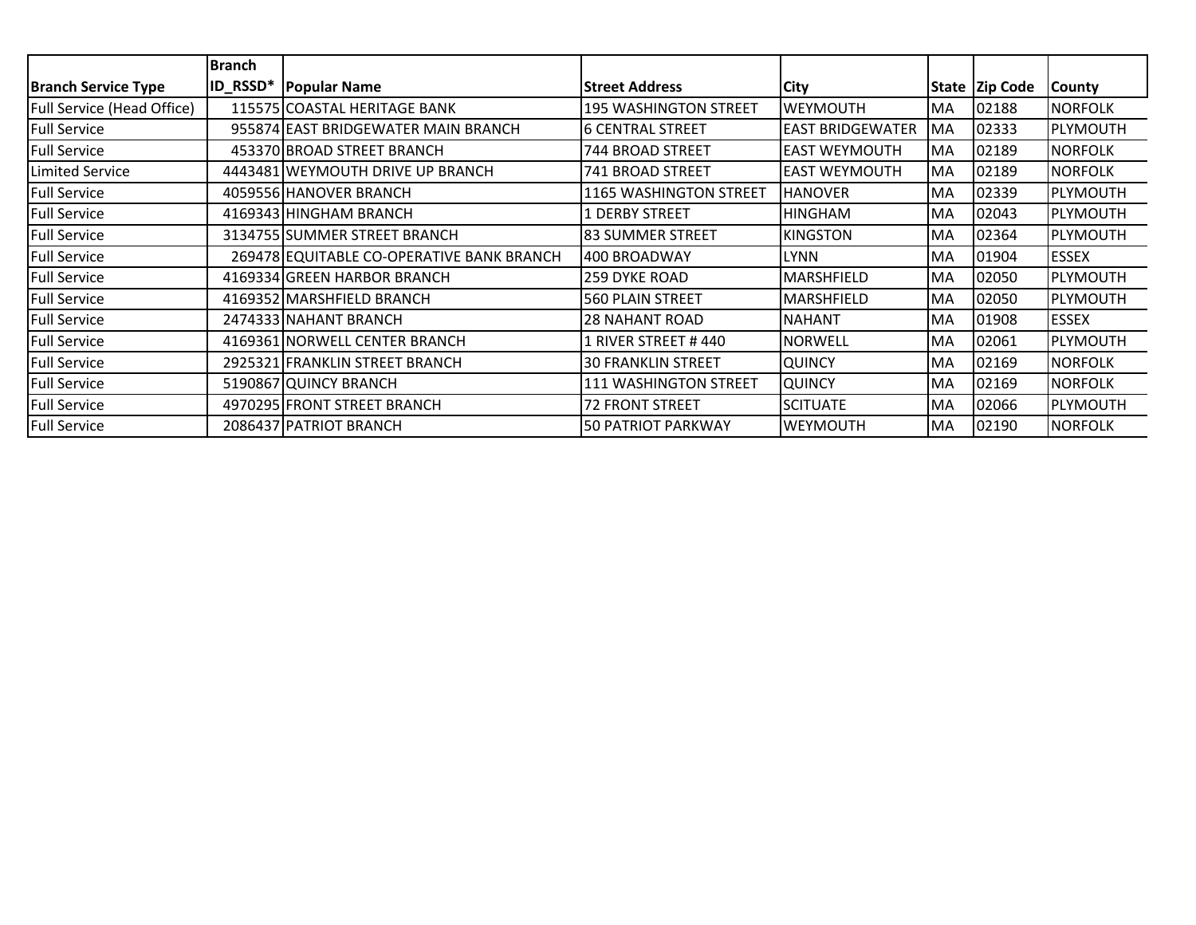| Branch Service Type | Branch ID_RSSD* | Popular Name | Street Address | City | State | Zip Code | County |
|---|---|---|---|---|---|---|---|
| Full Service (Head Office) | 115575 | COASTAL HERITAGE BANK | 195 WASHINGTON STREET | WEYMOUTH | MA | 02188 | NORFOLK |
| Full Service | 955874 | EAST BRIDGEWATER MAIN BRANCH | 6 CENTRAL STREET | EAST BRIDGEWATER | MA | 02333 | PLYMOUTH |
| Full Service | 453370 | BROAD STREET BRANCH | 744 BROAD STREET | EAST WEYMOUTH | MA | 02189 | NORFOLK |
| Limited Service | 4443481 | WEYMOUTH DRIVE UP BRANCH | 741 BROAD STREET | EAST WEYMOUTH | MA | 02189 | NORFOLK |
| Full Service | 4059556 | HANOVER BRANCH | 1165 WASHINGTON STREET | HANOVER | MA | 02339 | PLYMOUTH |
| Full Service | 4169343 | HINGHAM BRANCH | 1 DERBY STREET | HINGHAM | MA | 02043 | PLYMOUTH |
| Full Service | 3134755 | SUMMER STREET BRANCH | 83 SUMMER STREET | KINGSTON | MA | 02364 | PLYMOUTH |
| Full Service | 269478 | EQUITABLE CO-OPERATIVE BANK BRANCH | 400 BROADWAY | LYNN | MA | 01904 | ESSEX |
| Full Service | 4169334 | GREEN HARBOR BRANCH | 259 DYKE ROAD | MARSHFIELD | MA | 02050 | PLYMOUTH |
| Full Service | 4169352 | MARSHFIELD BRANCH | 560 PLAIN STREET | MARSHFIELD | MA | 02050 | PLYMOUTH |
| Full Service | 2474333 | NAHANT BRANCH | 28 NAHANT ROAD | NAHANT | MA | 01908 | ESSEX |
| Full Service | 4169361 | NORWELL CENTER BRANCH | 1 RIVER STREET # 440 | NORWELL | MA | 02061 | PLYMOUTH |
| Full Service | 2925321 | FRANKLIN STREET BRANCH | 30 FRANKLIN STREET | QUINCY | MA | 02169 | NORFOLK |
| Full Service | 5190867 | QUINCY BRANCH | 111 WASHINGTON STREET | QUINCY | MA | 02169 | NORFOLK |
| Full Service | 4970295 | FRONT STREET BRANCH | 72 FRONT STREET | SCITUATE | MA | 02066 | PLYMOUTH |
| Full Service | 2086437 | PATRIOT BRANCH | 50 PATRIOT PARKWAY | WEYMOUTH | MA | 02190 | NORFOLK |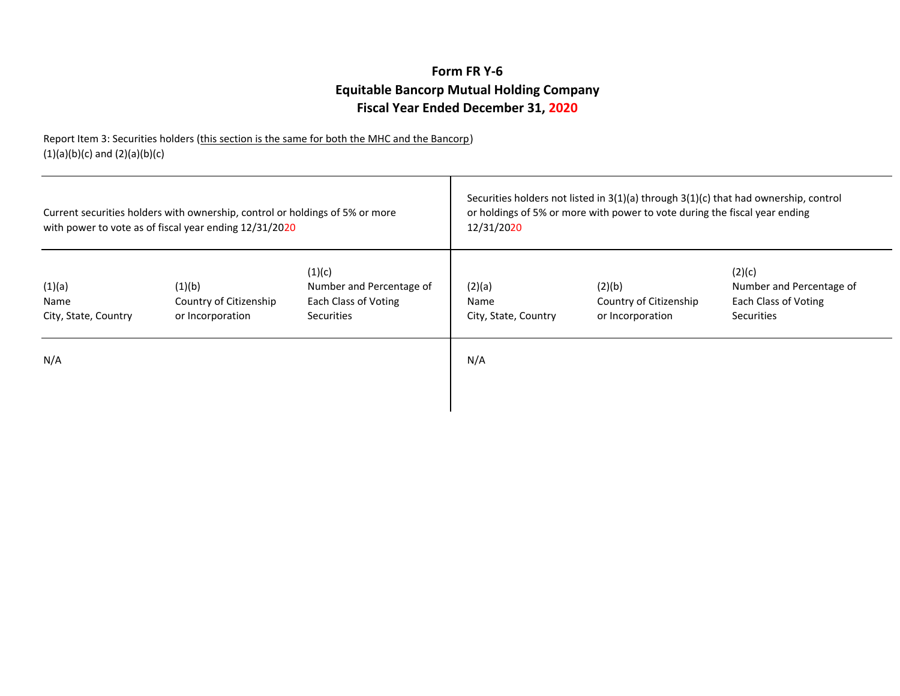**Form FR Y-6**
**Equitable Bancorp Mutual Holding Company**
**Fiscal Year Ended December 31, 2020**

Report Item 3: Securities holders (this section is the same for both the MHC and the Bancorp)
(1)(a)(b)(c) and (2)(a)(b)(c)

| Current securities holders with ownership, control or holdings of 5% or more with power to vote as of fiscal year ending 12/31/2020 | | | Securities holders not listed in 3(1)(a) through 3(1)(c) that had ownership, control or holdings of 5% or more with power to vote during the fiscal year ending 12/31/2020 | | |
|---|---|---|---|---|---|
| (1)(a) Name City, State, Country | (1)(b) Country of Citizenship or Incorporation | (1)(c) Number and Percentage of Each Class of Voting Securities | (2)(a) Name City, State, Country | (2)(b) Country of Citizenship or Incorporation | (2)(c) Number and Percentage of Each Class of Voting Securities |
| N/A | | | N/A | | |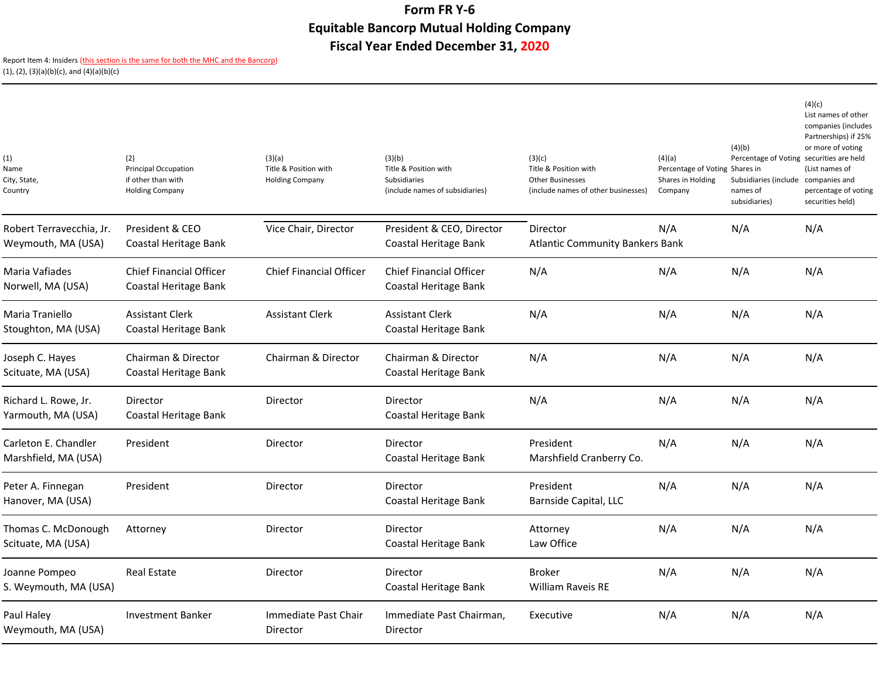# Form FR Y-6

# Equitable Bancorp Mutual Holding Company

# Fiscal Year Ended December 31, 2020

Report Item 4: Insiders (this section is the same for both the MHC and the Bancorp)
(1), (2), (3)(a)(b)(c), and (4)(a)(b)(c)

| (1) Name City, State, Country | (2) Principal Occupation if other than with Holding Company | (3)(a) Title & Position with Holding Company | (3)(b) Title & Position with Subsidiaries (include names of subsidiaries) | (3)(c) Title & Position with Other Businesses (include names of other businesses) | (4)(a) Percentage of Voting Shares in Holding Company | (4)(b) Percentage of Voting Shares in Subsidiaries (include names of subsidiaries) | (4)(c) List names of other companies (includes Partnerships) if 25% or more of voting securities are held (List names of companies and percentage of voting securities held) |
|---|---|---|---|---|---|---|---|
| Robert Terravecchia, Jr. Weymouth, MA (USA) | President & CEO Coastal Heritage Bank | Vice Chair, Director | President & CEO, Director Coastal Heritage Bank | Director Atlantic Community Bankers Bank | N/A | N/A | N/A |
| Maria Vafiades Norwell, MA (USA) | Chief Financial Officer Coastal Heritage Bank | Chief Financial Officer | Chief Financial Officer Coastal Heritage Bank | N/A | N/A | N/A | N/A |
| Maria Traniello Stoughton, MA (USA) | Assistant Clerk Coastal Heritage Bank | Assistant Clerk | Assistant Clerk Coastal Heritage Bank | N/A | N/A | N/A | N/A |
| Joseph C. Hayes Scituate, MA (USA) | Chairman & Director Coastal Heritage Bank | Chairman & Director | Chairman & Director Coastal Heritage Bank | N/A | N/A | N/A | N/A |
| Richard L. Rowe, Jr. Yarmouth, MA (USA) | Director Coastal Heritage Bank | Director | Director Coastal Heritage Bank | N/A | N/A | N/A | N/A |
| Carleton E. Chandler Marshfield, MA (USA) | President | Director | Director Coastal Heritage Bank | President Marshfield Cranberry Co. | N/A | N/A | N/A |
| Peter A. Finnegan Hanover, MA (USA) | President | Director | Director Coastal Heritage Bank | President Barnside Capital, LLC | N/A | N/A | N/A |
| Thomas C. McDonough Scituate, MA (USA) | Attorney | Director | Director Coastal Heritage Bank | Attorney Law Office | N/A | N/A | N/A |
| Joanne Pompeo S. Weymouth, MA (USA) | Real Estate | Director | Director Coastal Heritage Bank | Broker William Raveis RE | N/A | N/A | N/A |
| Paul Haley Weymouth, MA (USA) | Investment Banker | Immediate Past Chair Director | Immediate Past Chairman, Director | Executive | N/A | N/A | N/A |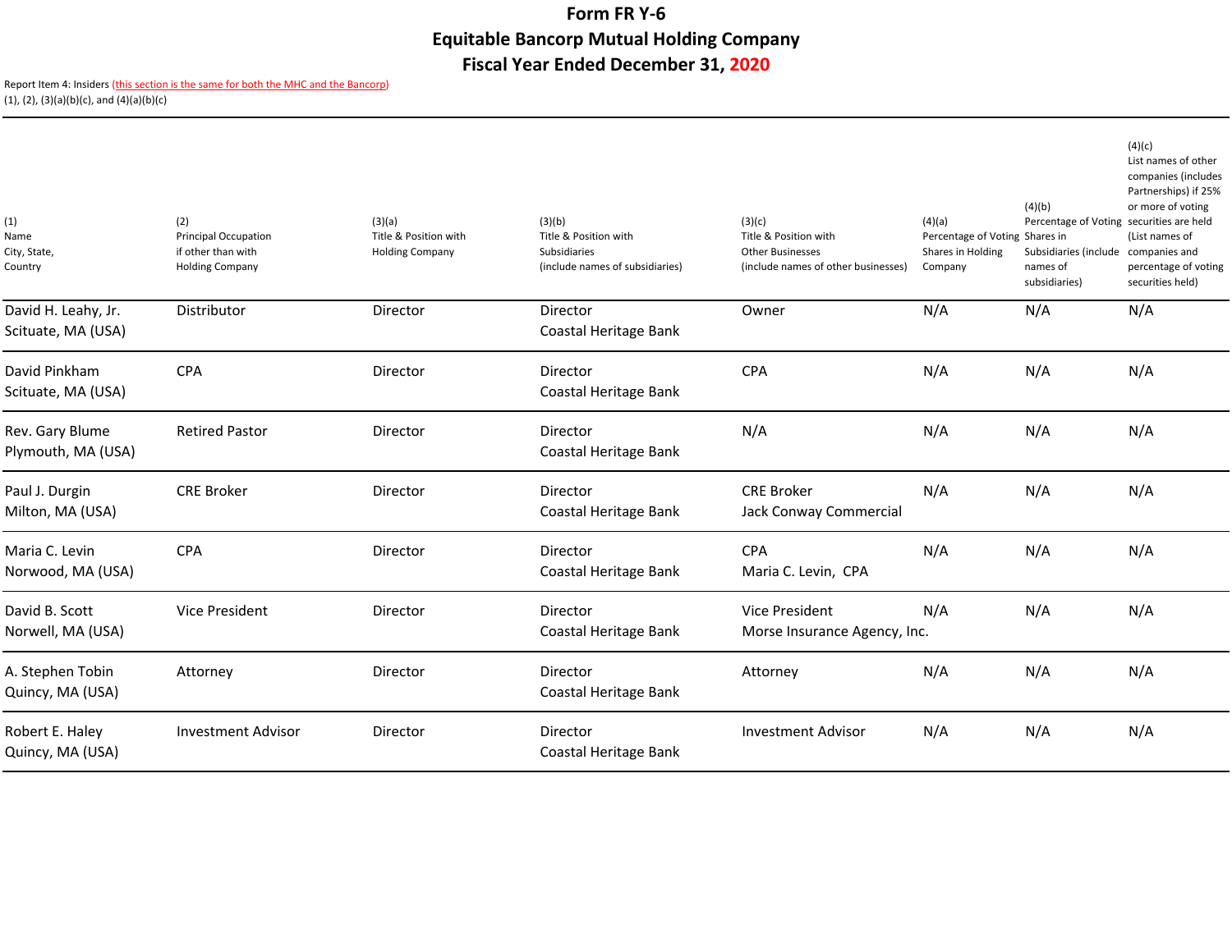# Form FR Y-6
# Equitable Bancorp Mutual Holding Company
# Fiscal Year Ended December 31, 2020

Report Item 4: Insiders (this section is the same for both the MHC and the Bancorp)
(1), (2), (3)(a)(b)(c), and (4)(a)(b)(c)

| (1) Name City, State, Country | (2) Principal Occupation if other than with Holding Company | (3)(a) Title & Position with Holding Company | (3)(b) Title & Position with Subsidiaries (include names of subsidiaries) | (3)(c) Title & Position with Other Businesses (include names of other businesses) | (4)(a) Percentage of Voting Shares in Holding Company | (4)(b) Percentage of Voting Shares in Subsidiaries (include names of subsidiaries) | (4)(c) List names of other companies (includes Partnerships) if 25% or more of voting securities are held (List names of companies and percentage of voting securities held) |
|---|---|---|---|---|---|---|---|
| David H. Leahy, Jr. Scituate, MA (USA) | Distributor | Director | Director Coastal Heritage Bank | Owner | N/A | N/A | N/A |
| David Pinkham Scituate, MA (USA) | CPA | Director | Director Coastal Heritage Bank | CPA | N/A | N/A | N/A |
| Rev. Gary Blume Plymouth, MA (USA) | Retired Pastor | Director | Director Coastal Heritage Bank | N/A | N/A | N/A | N/A |
| Paul J. Durgin Milton, MA (USA) | CRE Broker | Director | Director Coastal Heritage Bank | CRE Broker Jack Conway Commercial | N/A | N/A | N/A |
| Maria C. Levin Norwood, MA (USA) | CPA | Director | Director Coastal Heritage Bank | CPA Maria C. Levin, CPA | N/A | N/A | N/A |
| David B. Scott Norwell, MA (USA) | Vice President | Director | Director Coastal Heritage Bank | Vice President Morse Insurance Agency, Inc. | N/A | N/A | N/A |
| A. Stephen Tobin Quincy, MA (USA) | Attorney | Director | Director Coastal Heritage Bank | Attorney | N/A | N/A | N/A |
| Robert E. Haley Quincy, MA (USA) | Investment Advisor | Director | Director Coastal Heritage Bank | Investment Advisor | N/A | N/A | N/A |